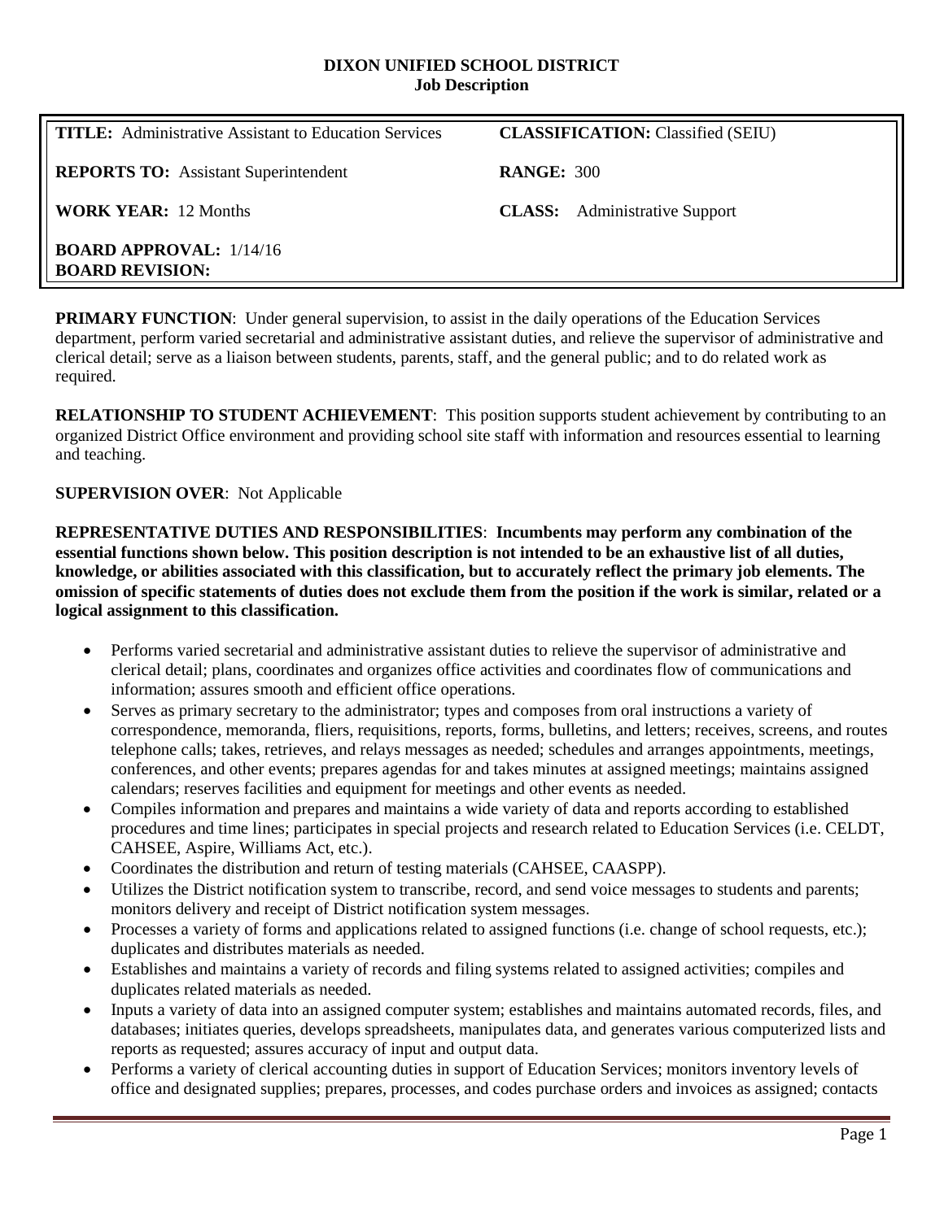# DIXON UNIFIED SCHOOL DISTRICT
## Job Description

| | |
|---|---|
| **TITLE:** Administrative Assistant to Education Services | **CLASSIFICATION:** Classified (SEIU) |
| **REPORTS TO:** Assistant Superintendent | **RANGE:** 300 |
| **WORK YEAR:** 12 Months | **CLASS:** Administrative Support |
| **BOARD APPROVAL:** 1/14/16<br>**BOARD REVISION:** | |

**PRIMARY FUNCTION**: Under general supervision, to assist in the daily operations of the Education Services department, perform varied secretarial and administrative assistant duties, and relieve the supervisor of administrative and clerical detail; serve as a liaison between students, parents, staff, and the general public; and to do related work as required.

**RELATIONSHIP TO STUDENT ACHIEVEMENT**: This position supports student achievement by contributing to an organized District Office environment and providing school site staff with information and resources essential to learning and teaching.

**SUPERVISION OVER**: Not Applicable

**REPRESENTATIVE DUTIES AND RESPONSIBILITIES**: **Incumbents may perform any combination of the essential functions shown below. This position description is not intended to be an exhaustive list of all duties, knowledge, or abilities associated with this classification, but to accurately reflect the primary job elements. The omission of specific statements of duties does not exclude them from the position if the work is similar, related or a logical assignment to this classification.**

- Performs varied secretarial and administrative assistant duties to relieve the supervisor of administrative and clerical detail; plans, coordinates and organizes office activities and coordinates flow of communications and information; assures smooth and efficient office operations.
- Serves as primary secretary to the administrator; types and composes from oral instructions a variety of correspondence, memoranda, fliers, requisitions, reports, forms, bulletins, and letters; receives, screens, and routes telephone calls; takes, retrieves, and relays messages as needed; schedules and arranges appointments, meetings, conferences, and other events; prepares agendas for and takes minutes at assigned meetings; maintains assigned calendars; reserves facilities and equipment for meetings and other events as needed.
- Compiles information and prepares and maintains a wide variety of data and reports according to established procedures and time lines; participates in special projects and research related to Education Services (i.e. CELDT, CAHSEE, Aspire, Williams Act, etc.).
- Coordinates the distribution and return of testing materials (CAHSEE, CAASPP).
- Utilizes the District notification system to transcribe, record, and send voice messages to students and parents; monitors delivery and receipt of District notification system messages.
- Processes a variety of forms and applications related to assigned functions (i.e. change of school requests, etc.); duplicates and distributes materials as needed.
- Establishes and maintains a variety of records and filing systems related to assigned activities; compiles and duplicates related materials as needed.
- Inputs a variety of data into an assigned computer system; establishes and maintains automated records, files, and databases; initiates queries, develops spreadsheets, manipulates data, and generates various computerized lists and reports as requested; assures accuracy of input and output data.
- Performs a variety of clerical accounting duties in support of Education Services; monitors inventory levels of office and designated supplies; prepares, processes, and codes purchase orders and invoices as assigned; contacts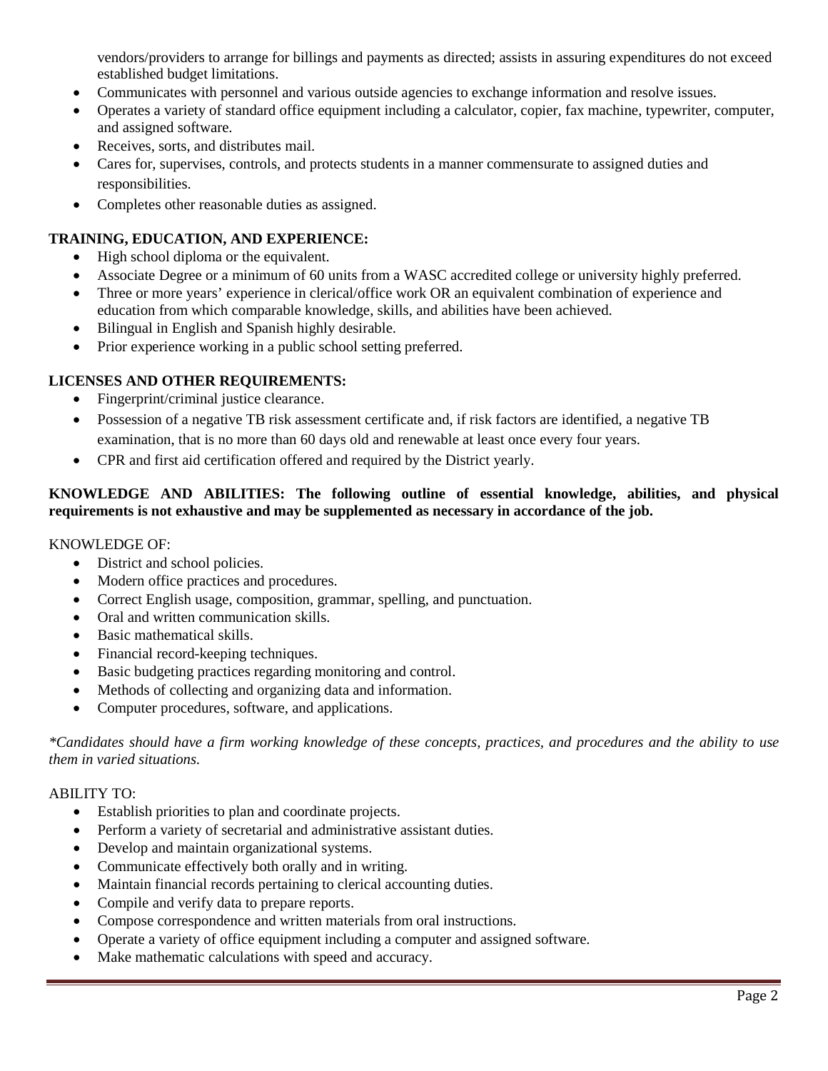vendors/providers to arrange for billings and payments as directed; assists in assuring expenditures do not exceed established budget limitations.

- Communicates with personnel and various outside agencies to exchange information and resolve issues.
- Operates a variety of standard office equipment including a calculator, copier, fax machine, typewriter, computer, and assigned software.
- Receives, sorts, and distributes mail.
- Cares for, supervises, controls, and protects students in a manner commensurate to assigned duties and responsibilities.
- Completes other reasonable duties as assigned.

**TRAINING, EDUCATION, AND EXPERIENCE:**

- High school diploma or the equivalent.
- Associate Degree or a minimum of 60 units from a WASC accredited college or university highly preferred.
- Three or more years' experience in clerical/office work OR an equivalent combination of experience and education from which comparable knowledge, skills, and abilities have been achieved.
- Bilingual in English and Spanish highly desirable.
- Prior experience working in a public school setting preferred.

**LICENSES AND OTHER REQUIREMENTS:**

- Fingerprint/criminal justice clearance.
- Possession of a negative TB risk assessment certificate and, if risk factors are identified, a negative TB examination, that is no more than 60 days old and renewable at least once every four years.
- CPR and first aid certification offered and required by the District yearly.

**KNOWLEDGE AND ABILITIES: The following outline of essential knowledge, abilities, and physical requirements is not exhaustive and may be supplemented as necessary in accordance of the job.**

KNOWLEDGE OF:

- District and school policies.
- Modern office practices and procedures.
- Correct English usage, composition, grammar, spelling, and punctuation.
- Oral and written communication skills.
- Basic mathematical skills.
- Financial record-keeping techniques.
- Basic budgeting practices regarding monitoring and control.
- Methods of collecting and organizing data and information.
- Computer procedures, software, and applications.

*\*Candidates should have a firm working knowledge of these concepts, practices, and procedures and the ability to use them in varied situations.*

ABILITY TO:

- Establish priorities to plan and coordinate projects.
- Perform a variety of secretarial and administrative assistant duties.
- Develop and maintain organizational systems.
- Communicate effectively both orally and in writing.
- Maintain financial records pertaining to clerical accounting duties.
- Compile and verify data to prepare reports.
- Compose correspondence and written materials from oral instructions.
- Operate a variety of office equipment including a computer and assigned software.
- Make mathematic calculations with speed and accuracy.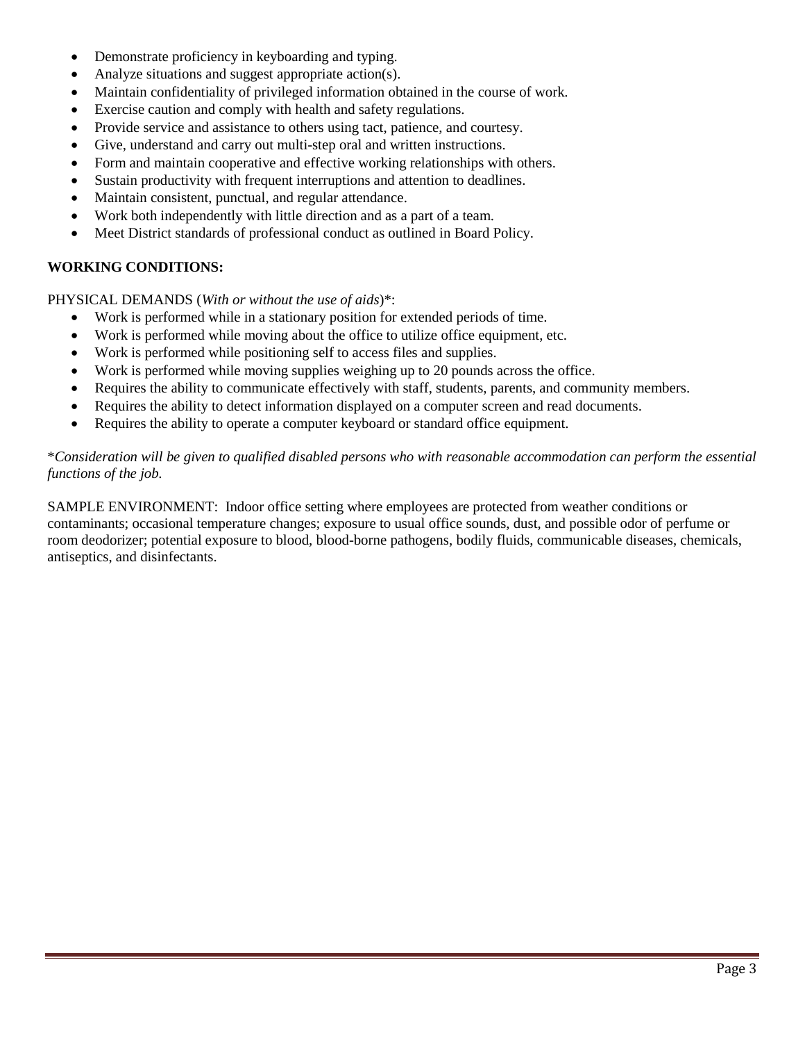- Demonstrate proficiency in keyboarding and typing.
- Analyze situations and suggest appropriate action(s).
- Maintain confidentiality of privileged information obtained in the course of work.
- Exercise caution and comply with health and safety regulations.
- Provide service and assistance to others using tact, patience, and courtesy.
- Give, understand and carry out multi-step oral and written instructions.
- Form and maintain cooperative and effective working relationships with others.
- Sustain productivity with frequent interruptions and attention to deadlines.
- Maintain consistent, punctual, and regular attendance.
- Work both independently with little direction and as a part of a team.
- Meet District standards of professional conduct as outlined in Board Policy.

**WORKING CONDITIONS:**

PHYSICAL DEMANDS (*With or without the use of aids*)*:

- Work is performed while in a stationary position for extended periods of time.
- Work is performed while moving about the office to utilize office equipment, etc.
- Work is performed while positioning self to access files and supplies.
- Work is performed while moving supplies weighing up to 20 pounds across the office.
- Requires the ability to communicate effectively with staff, students, parents, and community members.
- Requires the ability to detect information displayed on a computer screen and read documents.
- Requires the ability to operate a computer keyboard or standard office equipment.

**Consideration will be given to qualified disabled persons who with reasonable accommodation can perform the essential functions of the job.*

SAMPLE ENVIRONMENT: Indoor office setting where employees are protected from weather conditions or contaminants; occasional temperature changes; exposure to usual office sounds, dust, and possible odor of perfume or room deodorizer; potential exposure to blood, blood-borne pathogens, bodily fluids, communicable diseases, chemicals, antiseptics, and disinfectants.